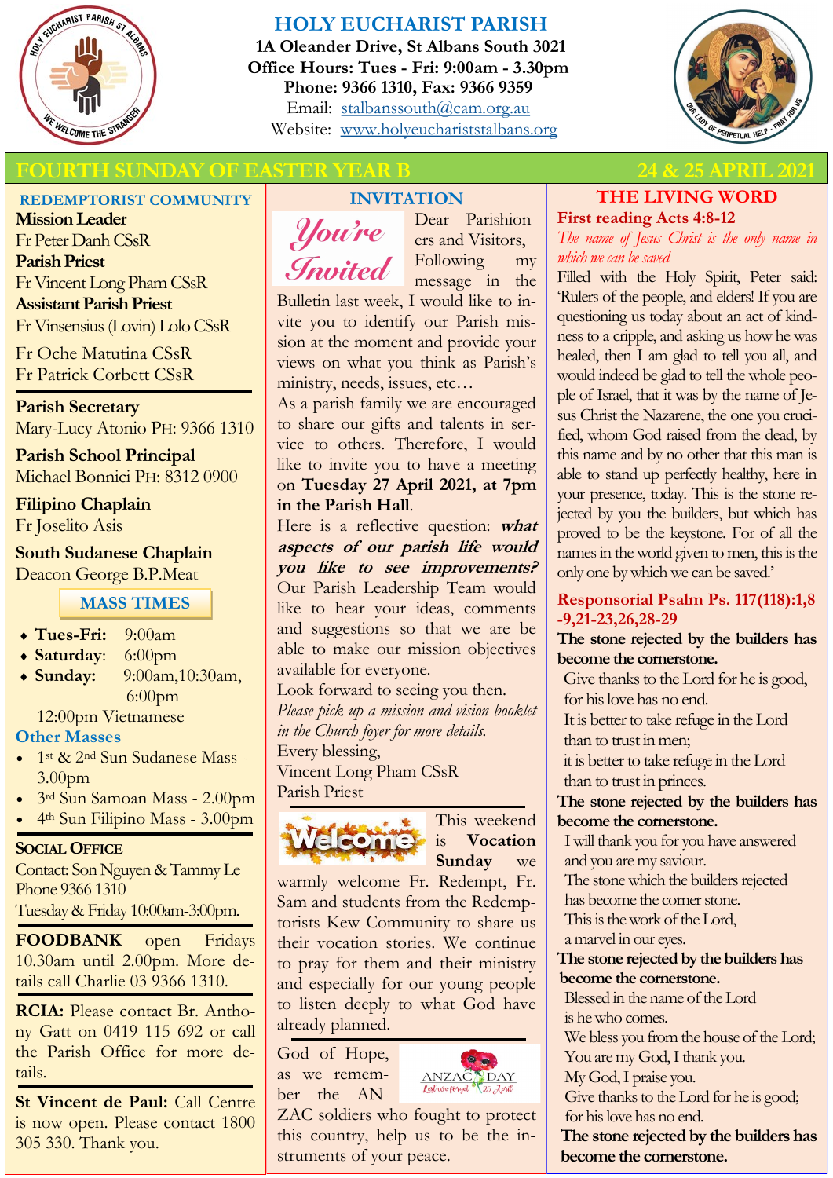# HOLY EUCHARIST PARISH

**1A Oleander Drive, St Albans South 3021**
**Office Hours: Tues - Fri: 9:00am - 3.30pm**
**Phone: 9366 1310, Fax: 9366 9359**
Email: stalbanssouth@cam.org.au
Website: www.holyeucharistalbans.org

## FOURTH SUNDAY OF EASTER YEAR B — 24 & 25 APRIL 2021

### REDEMPTORIST COMMUNITY

**Mission Leader**
Fr Peter Danh CSsR
**Parish Priest**
Fr Vincent Long Pham CSsR
**Assistant Parish Priest**
Fr Vinsensius (Lovin) Lolo CSsR
Fr Oche Matutina CSsR
Fr Patrick Corbett CSsR

**Parish Secretary**
Mary-Lucy Atonio PH: 9366 1310

**Parish School Principal**
Michael Bonnici PH: 8312 0900

**Filipino Chaplain**
Fr Joselito Asis

**South Sudanese Chaplain**
Deacon George B.P.Meat

### MASS TIMES

- **Tues-Fri:** 9:00am
- **Saturday**: 6:00pm
- **Sunday:** 9:00am, 10:30am, 6:00pm
  12:00pm Vietnamese

**Other Masses**

- 1st & 2nd Sun Sudanese Mass - 3.00pm
- 3rd Sun Samoan Mass - 2.00pm
- 4th Sun Filipino Mass - 3.00pm

**SOCIAL OFFICE**
Contact: Son Nguyen & Tammy Le
Phone 9366 1310
Tuesday & Friday 10:00am-3:00pm.

**FOODBANK** open Fridays 10.30am until 2.00pm. More details call Charlie 03 9366 1310.

**RCIA:** Please contact Br. Anthony Gatt on 0419 115 692 or call the Parish Office for more details.

**St Vincent de Paul:** Call Centre is now open. Please contact 1800 305 330. Thank you.

### INVITATION

*You're Invited*

Dear Parishioners and Visitors,
Following my message in the Bulletin last week, I would like to invite you to identify our Parish mission at the moment and provide your views on what you think as Parish's ministry, needs, issues, etc…
As a parish family we are encouraged to share our gifts and talents in service to others. Therefore, I would like to invite you to have a meeting on **Tuesday 27 April 2021, at 7pm in the Parish Hall**.
Here is a reflective question: ***what aspects of our parish life would you like to see improvements?*** Our Parish Leadership Team would like to hear your ideas, comments and suggestions so that we are be able to make our mission objectives available for everyone.
Look forward to seeing you then.
*Please pick up a mission and vision booklet in the Church foyer for more details.*
Every blessing,
Vincent Long Pham CSsR
Parish Priest

**Welcome**

This weekend is **Vocation Sunday** we warmly welcome Fr. Redempt, Fr. Sam and students from the Redemptorists Kew Community to share us their vocation stories. We continue to pray for them and their ministry and especially for our young people to listen deeply to what God have already planned.

God of Hope, as we remember the ANZAC soldiers who fought to protect this country, help us to be the instruments of your peace.

### THE LIVING WORD

**First reading Acts 4:8-12**
*The name of Jesus Christ is the only name in which we can be saved*

Filled with the Holy Spirit, Peter said: 'Rulers of the people, and elders! If you are questioning us today about an act of kindness to a cripple, and asking us how he was healed, then I am glad to tell you all, and would indeed be glad to tell the whole people of Israel, that it was by the name of Jesus Christ the Nazarene, the one you crucified, whom God raised from the dead, by this name and by no other that this man is able to stand up perfectly healthy, here in your presence, today. This is the stone rejected by you the builders, but which has proved to be the keystone. For of all the names in the world given to men, this is the only one by which we can be saved.'

**Responsorial Psalm Ps. 117(118):1,8-9,21-23,26,28-29**

**The stone rejected by the builders has become the cornerstone.**

Give thanks to the Lord for he is good,
for his love has no end.
It is better to take refuge in the Lord
than to trust in men;
it is better to take refuge in the Lord
than to trust in princes.

**The stone rejected by the builders has become the cornerstone.**

I will thank you for you have answered
and you are my saviour.
The stone which the builders rejected
has become the corner stone.
This is the work of the Lord,
a marvel in our eyes.

**The stone rejected by the builders has become the cornerstone.**

Blessed in the name of the Lord
is he who comes.
We bless you from the house of the Lord;
You are my God, I thank you.
My God, I praise you.
Give thanks to the Lord for he is good;
for his love has no end.

**The stone rejected by the builders has become the cornerstone.**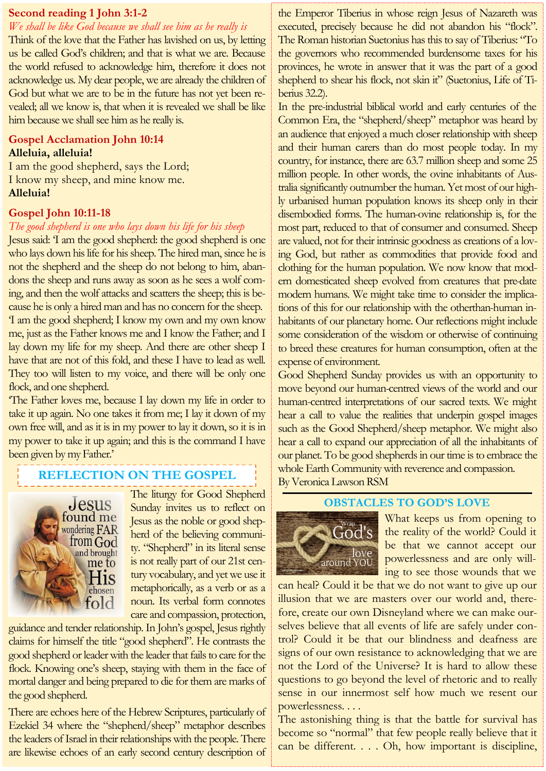## Second reading 1 John 3:1-2

*We shall be like God because we shall see him as he really is*

Think of the love that the Father has lavished on us, by letting us be called God's children; and that is what we are. Because the world refused to acknowledge him, therefore it does not acknowledge us. My dear people, we are already the children of God but what we are to be in the future has not yet been revealed; all we know is, that when it is revealed we shall be like him because we shall see him as he really is.

## Gospel Acclamation John 10:14

**Alleluia, alleluia!**
I am the good shepherd, says the Lord;
I know my sheep, and mine know me.
**Alleluia!**

## Gospel John 10:11-18

*The good shepherd is one who lays down his life for his sheep*

Jesus said: 'I am the good shepherd: the good shepherd is one who lays down his life for his sheep. The hired man, since he is not the shepherd and the sheep do not belong to him, abandons the sheep and runs away as soon as he sees a wolf coming, and then the wolf attacks and scatters the sheep; this is because he is only a hired man and has no concern for the sheep.

'I am the good shepherd; I know my own and my own know me, just as the Father knows me and I know the Father; and I lay down my life for my sheep. And there are other sheep I have that are not of this fold, and these I have to lead as well. They too will listen to my voice, and there will be only one flock, and one shepherd.

'The Father loves me, because I lay down my life in order to take it up again. No one takes it from me; I lay it down of my own free will, and as it is in my power to lay it down, so it is in my power to take it up again; and this is the command I have been given by my Father.'

## REFLECTION ON THE GOSPEL

The liturgy for Good Shepherd Sunday invites us to reflect on Jesus as the noble or good shepherd of the believing community. "Shepherd" in its literal sense is not really part of our 21st century vocabulary, and yet we use it metaphorically, as a verb or as a noun. Its verbal form connotes care and compassion, protection, guidance and tender relationship. In John's gospel, Jesus rightly claims for himself the title "good shepherd". He contrasts the good shepherd or leader with the leader that fails to care for the flock. Knowing one's sheep, staying with them in the face of mortal danger and being prepared to die for them are marks of the good shepherd.

There are echoes here of the Hebrew Scriptures, particularly of Ezekiel 34 where the "shepherd/sheep" metaphor describes the leaders of Israel in their relationships with the people. There are likewise echoes of an early second century description of the Emperor Tiberius in whose reign Jesus of Nazareth was executed, precisely because he did not abandon his "flock". The Roman historian Suetonius has this to say of Tiberius: "To the governors who recommended burdensome taxes for his provinces, he wrote in answer that it was the part of a good shepherd to shear his flock, not skin it" (Suetonius, Life of Tiberius 32.2).

In the pre-industrial biblical world and early centuries of the Common Era, the "shepherd/sheep" metaphor was heard by an audience that enjoyed a much closer relationship with sheep and their human carers than do most people today. In my country, for instance, there are 63.7 million sheep and some 25 million people. In other words, the ovine inhabitants of Australia significantly outnumber the human. Yet most of our highly urbanised human population knows its sheep only in their disembodied forms. The human-ovine relationship is, for the most part, reduced to that of consumer and consumed. Sheep are valued, not for their intrinsic goodness as creations of a loving God, but rather as commodities that provide food and clothing for the human population. We now know that modern domesticated sheep evolved from creatures that pre-date modern humans. We might take time to consider the implications of this for our relationship with the otherthan-human inhabitants of our planetary home. Our reflections might include some consideration of the wisdom or otherwise of continuing to breed these creatures for human consumption, often at the expense of environment.

Good Shepherd Sunday provides us with an opportunity to move beyond our human-centred views of the world and our human-centred interpretations of our sacred texts. We might hear a call to value the realities that underpin gospel images such as the Good Shepherd/sheep metaphor. We might also hear a call to expand our appreciation of all the inhabitants of our planet. To be good shepherds in our time is to embrace the whole Earth Community with reverence and compassion.

By Veronica Lawson RSM

## OBSTACLES TO GOD'S LOVE

What keeps us from opening to the reality of the world? Could it be that we cannot accept our powerlessness and are only willing to see those wounds that we can heal? Could it be that we do not want to give up our illusion that we are masters over our world and, therefore, create our own Disneyland where we can make ourselves believe that all events of life are safely under control? Could it be that our blindness and deafness are signs of our own resistance to acknowledging that we are not the Lord of the Universe? It is hard to allow these questions to go beyond the level of rhetoric and to really sense in our innermost self how much we resent our powerlessness. . . .

The astonishing thing is that the battle for survival has become so "normal" that few people really believe that it can be different. . . . Oh, how important is discipline,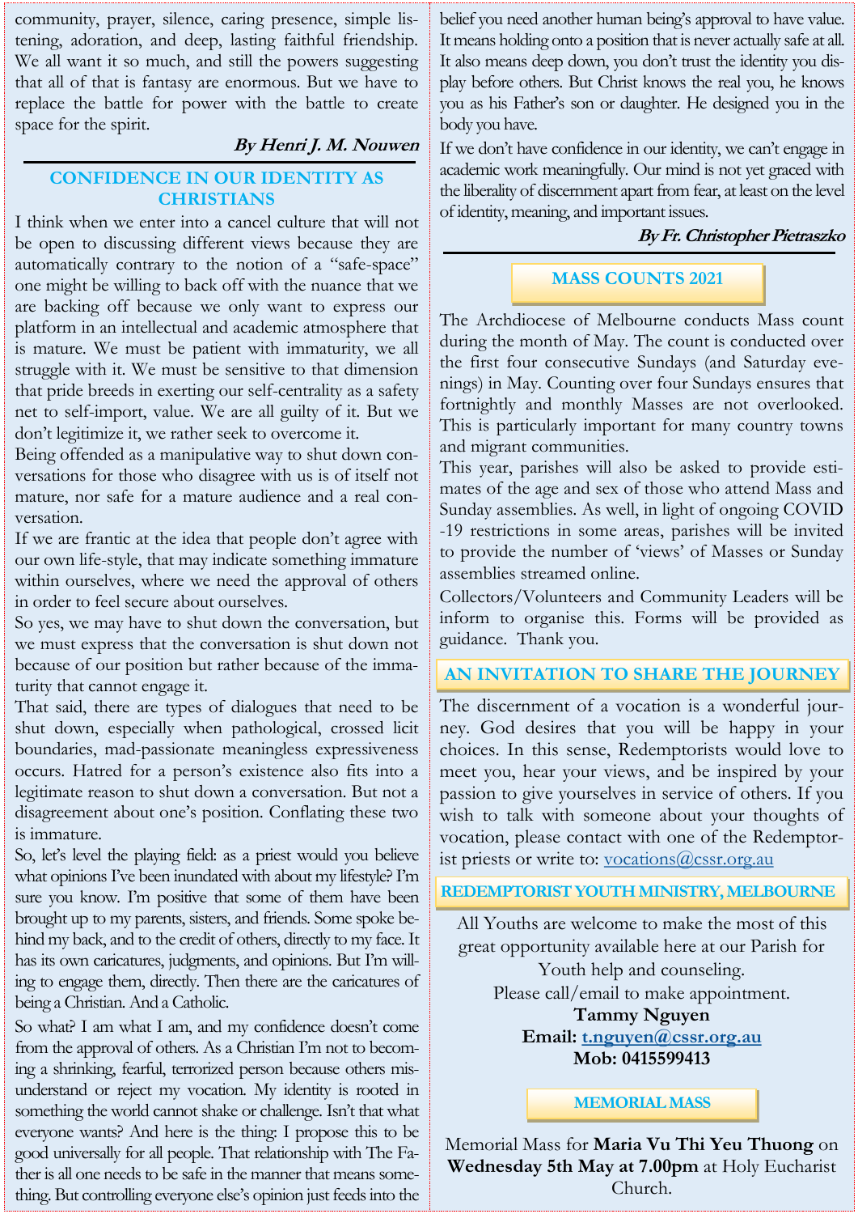community, prayer, silence, caring presence, simple listening, adoration, and deep, lasting faithful friendship. We all want it so much, and still the powers suggesting that all of that is fantasy are enormous. But we have to replace the battle for power with the battle to create space for the spirit.

***By Henri J. M. Nouwen***

## CONFIDENCE IN OUR IDENTITY AS CHRISTIANS

I think when we enter into a cancel culture that will not be open to discussing different views because they are automatically contrary to the notion of a "safe-space" one might be willing to back off with the nuance that we are backing off because we only want to express our platform in an intellectual and academic atmosphere that is mature. We must be patient with immaturity, we all struggle with it. We must be sensitive to that dimension that pride breeds in exerting our self-centrality as a safety net to self-import, value. We are all guilty of it. But we don't legitimize it, we rather seek to overcome it.

Being offended as a manipulative way to shut down conversations for those who disagree with us is of itself not mature, nor safe for a mature audience and a real conversation.

If we are frantic at the idea that people don't agree with our own life-style, that may indicate something immature within ourselves, where we need the approval of others in order to feel secure about ourselves.

So yes, we may have to shut down the conversation, but we must express that the conversation is shut down not because of our position but rather because of the immaturity that cannot engage it.

That said, there are types of dialogues that need to be shut down, especially when pathological, crossed licit boundaries, mad-passionate meaningless expressiveness occurs. Hatred for a person's existence also fits into a legitimate reason to shut down a conversation. But not a disagreement about one's position. Conflating these two is immature.

So, let's level the playing field: as a priest would you believe what opinions I've been inundated with about my lifestyle? I'm sure you know. I'm positive that some of them have been brought up to my parents, sisters, and friends. Some spoke behind my back, and to the credit of others, directly to my face. It has its own caricatures, judgments, and opinions. But I'm willing to engage them, directly. Then there are the caricatures of being a Christian. And a Catholic.

So what? I am what I am, and my confidence doesn't come from the approval of others. As a Christian I'm not to becoming a shrinking, fearful, terrorized person because others misunderstand or reject my vocation. My identity is rooted in something the world cannot shake or challenge. Isn't that what everyone wants? And here is the thing: I propose this to be good universally for all people. That relationship with The Father is all one needs to be safe in the manner that means something. But controlling everyone else's opinion just feeds into the belief you need another human being's approval to have value. It means holding onto a position that is never actually safe at all. It also means deep down, you don't trust the identity you display before others. But Christ knows the real you, he knows you as his Father's son or daughter. He designed you in the body you have.

If we don't have confidence in our identity, we can't engage in academic work meaningfully. Our mind is not yet graced with the liberality of discernment apart from fear, at least on the level of identity, meaning, and important issues.

***By Fr. Christopher Pietraszko***

## MASS COUNTS 2021

The Archdiocese of Melbourne conducts Mass count during the month of May. The count is conducted over the first four consecutive Sundays (and Saturday evenings) in May. Counting over four Sundays ensures that fortnightly and monthly Masses are not overlooked. This is particularly important for many country towns and migrant communities.

This year, parishes will also be asked to provide estimates of the age and sex of those who attend Mass and Sunday assemblies. As well, in light of ongoing COVID-19 restrictions in some areas, parishes will be invited to provide the number of 'views' of Masses or Sunday assemblies streamed online.

Collectors/Volunteers and Community Leaders will be inform to organise this. Forms will be provided as guidance. Thank you.

## AN INVITATION TO SHARE THE JOURNEY

The discernment of a vocation is a wonderful journey. God desires that you will be happy in your choices. In this sense, Redemptorists would love to meet you, hear your views, and be inspired by your passion to give yourselves in service of others. If you wish to talk with someone about your thoughts of vocation, please contact with one of the Redemptorist priests or write to: vocations@cssr.org.au

## REDEMPTORIST YOUTH MINISTRY, MELBOURNE

All Youths are welcome to make the most of this great opportunity available here at our Parish for Youth help and counseling.

Please call/email to make appointment.

**Tammy Nguyen**

**Email: t.nguyen@cssr.org.au**

**Mob: 0415599413**

## MEMORIAL MASS

Memorial Mass for **Maria Vu Thi Yeu Thuong** on **Wednesday 5th May at 7.00pm** at Holy Eucharist Church.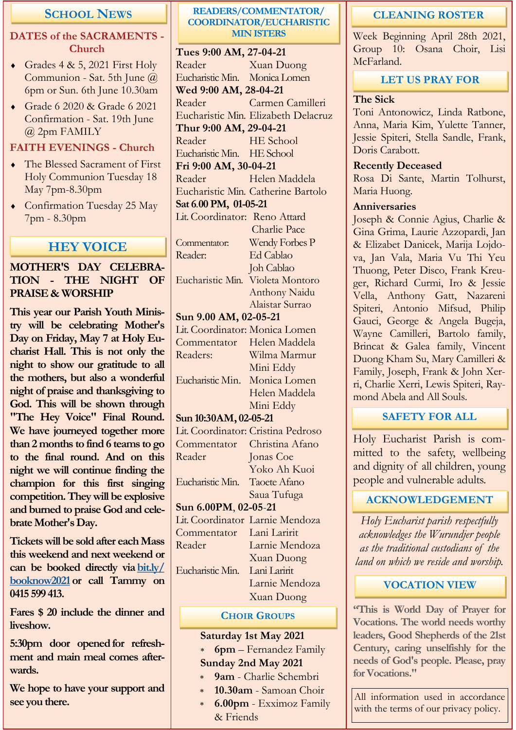## School News

**DATES of the SACRAMENTS - Church**

- Grades 4 & 5, 2021 First Holy Communion - Sat. 5th June @ 6pm or Sun. 6th June 10.30am
- Grade 6 2020 & Grade 6 2021 Confirmation - Sat. 19th June @ 2pm FAMILY

**FAITH EVENINGS - Church**

- The Blessed Sacrament of First Holy Communion Tuesday 18 May 7pm-8.30pm
- Confirmation Tuesday 25 May 7pm - 8.30pm

## HEY VOICE

**MOTHER'S DAY CELEBRATION - THE NIGHT OF PRAISE & WORSHIP**

**This year our Parish Youth Ministry will be celebrating Mother's Day on Friday, May 7 at Holy Eucharist Hall. This is not only the night to show our gratitude to all the mothers, but also a wonderful night of praise and thanksgiving to God. This will be shown through "The Hey Voice" Final Round. We have journeyed together more than 2 months to find 6 teams to go to the final round. And on this night we will continue finding the champion for this first singing competition. They will be explosive and burned to praise God and celebrate Mother's Day.**

**Tickets will be sold after each Mass this weekend and next weekend or can be booked directly via bit.ly/booknow2021 or call Tammy on 0415 599 413.**

**Fares $ 20 include the dinner and liveshow.**

**5:30pm door opened for refreshment and main meal comes afterwards.**

**We hope to have your support and see you there.**

## READERS/COMMENTATOR/COORDINATOR/EUCHARISTIC MINISTERS

**Tues 9:00 AM, 27-04-21**
Reader: Xuan Duong
Eucharistic Min.: Monica Lomen

**Wed 9:00 AM, 28-04-21**
Reader: Carmen Camilleri
Eucharistic Min.: Elizabeth Delacruz

**Thur 9:00 AM, 29-04-21**
Reader: HE School
Eucharistic Min.: HE School

**Fri 9:00 AM, 30-04-21**
Reader: Helen Maddela
Eucharistic Min.: Catherine Bartolo

**Sat 6.00 PM, 01-05-21**
Lit. Coordinator: Reno Attard, Charlie Pace
Commentator: Wendy Forbes P
Reader: Ed Cablao, Joh Cablao
Eucharistic Min.: Violeta Montoro, Anthony Naidu, Alaistar Surrao

**Sun 9.00 AM, 02-05-21**
Lit. Coordinator: Monica Lomen
Commentator: Helen Maddela
Readers: Wilma Marmur, Mini Eddy
Eucharistic Min.: Monica Lomen, Helen Maddela, Mini Eddy

**Sun 10:30AM, 02-05-21**
Lit. Coordinator: Cristina Pedroso
Commentator: Christina Afano
Reader: Jonas Coe, Yoko Ah Kuoi
Eucharistic Min.: Taoete Afano, Saua Tufuga

**Sun 6.00PM, 02-05-21**
Lit. Coordinator: Larnie Mendoza
Commentator: Lani Laririt
Reader: Larnie Mendoza, Xuan Duong
Eucharistic Min.: Lani Laririt, Larnie Mendoza, Xuan Duong

## Choir Groups

**Saturday 1st May 2021**

- **6pm** – Fernandez Family

**Sunday 2nd May 2021**

- **9am** - Charlie Schembri
- **10.30am** - Samoan Choir
- **6.00pm** - Exximoz Family & Friends

## CLEANING ROSTER

Week Beginning April 28th 2021, Group 10: Osana Choir, Lisi McFarland.

## LET US PRAY FOR

**The Sick**

Toni Antonowicz, Linda Ratbone, Anna, Maria Kim, Yulette Tanner, Jessie Spiteri, Stella Sandle, Frank, Doris Carabott.

**Recently Deceased**

Rosa Di Sante, Martin Tolhurst, Maria Huong.

**Anniversaries**

Joseph & Connie Agius, Charlie & Gina Grima, Laurie Azzopardi, Jan & Elizabet Danicek, Marija Lojdova, Jan Vala, Maria Vu Thi Yeu Thuong, Peter Disco, Frank Kreuger, Richard Curmi, Iro & Jessie Vella, Anthony Gatt, Nazareni Spiteri, Antonio Mifsud, Philip Gauci, George & Angela Bugeja, Wayne Camilleri, Bartolo family, Brincat & Galea family, Vincent Duong Kham Su, Mary Camilleri & Family, Joseph, Frank & John Xerri, Charlie Xerri, Lewis Spiteri, Raymond Abela and All Souls.

## SAFETY FOR ALL

Holy Eucharist Parish is committed to the safety, wellbeing and dignity of all children, young people and vulnerable adults.

## ACKNOWLEDGEMENT

*Holy Eucharist parish respectfully acknowledges the Wurundjer people as the traditional custodians of the land on which we reside and worship.*

## VOCATION VIEW

**"This is World Day of Prayer for Vocations. The world needs worthy leaders, Good Shepherds of the 21st Century, caring unselfishly for the needs of God's people. Please, pray for Vocations."**

All information used in accordance with the terms of our privacy policy.